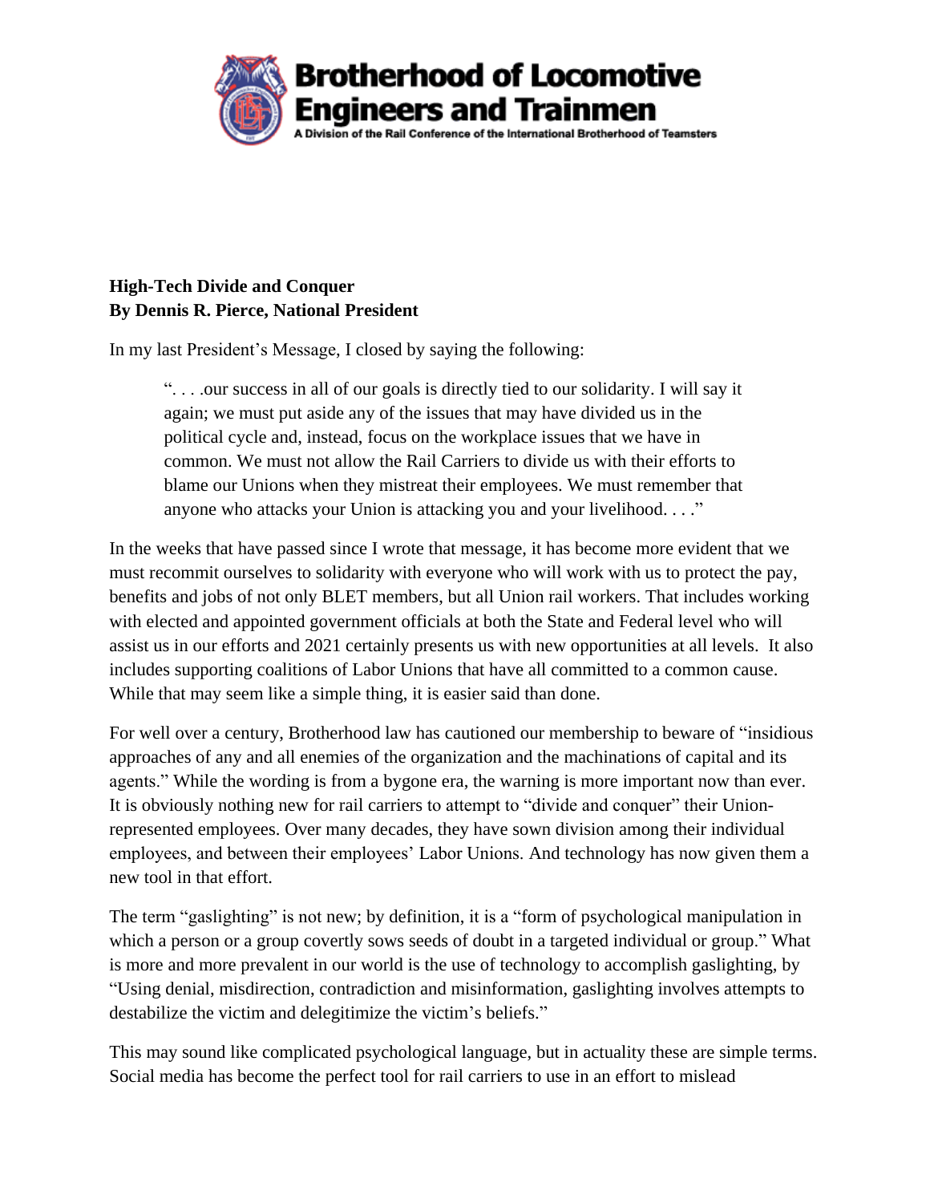# Brotherhood of Locomotive Engineers and Trainmen

A Division of the Rail Conference of the International Brotherhood of Teamsters

**High-Tech Divide and Conquer**
**By Dennis R. Pierce, National President**

In my last President's Message, I closed by saying the following:

> ". . . .our success in all of our goals is directly tied to our solidarity. I will say it again; we must put aside any of the issues that may have divided us in the political cycle and, instead, focus on the workplace issues that we have in common. We must not allow the Rail Carriers to divide us with their efforts to blame our Unions when they mistreat their employees. We must remember that anyone who attacks your Union is attacking you and your livelihood. . . ."

In the weeks that have passed since I wrote that message, it has become more evident that we must recommit ourselves to solidarity with everyone who will work with us to protect the pay, benefits and jobs of not only BLET members, but all Union rail workers. That includes working with elected and appointed government officials at both the State and Federal level who will assist us in our efforts and 2021 certainly presents us with new opportunities at all levels. It also includes supporting coalitions of Labor Unions that have all committed to a common cause. While that may seem like a simple thing, it is easier said than done.

For well over a century, Brotherhood law has cautioned our membership to beware of "insidious approaches of any and all enemies of the organization and the machinations of capital and its agents." While the wording is from a bygone era, the warning is more important now than ever. It is obviously nothing new for rail carriers to attempt to "divide and conquer" their Union-represented employees. Over many decades, they have sown division among their individual employees, and between their employees' Labor Unions. And technology has now given them a new tool in that effort.

The term "gaslighting" is not new; by definition, it is a "form of psychological manipulation in which a person or a group covertly sows seeds of doubt in a targeted individual or group." What is more and more prevalent in our world is the use of technology to accomplish gaslighting, by "Using denial, misdirection, contradiction and misinformation, gaslighting involves attempts to destabilize the victim and delegitimize the victim's beliefs."

This may sound like complicated psychological language, but in actuality these are simple terms. Social media has become the perfect tool for rail carriers to use in an effort to mislead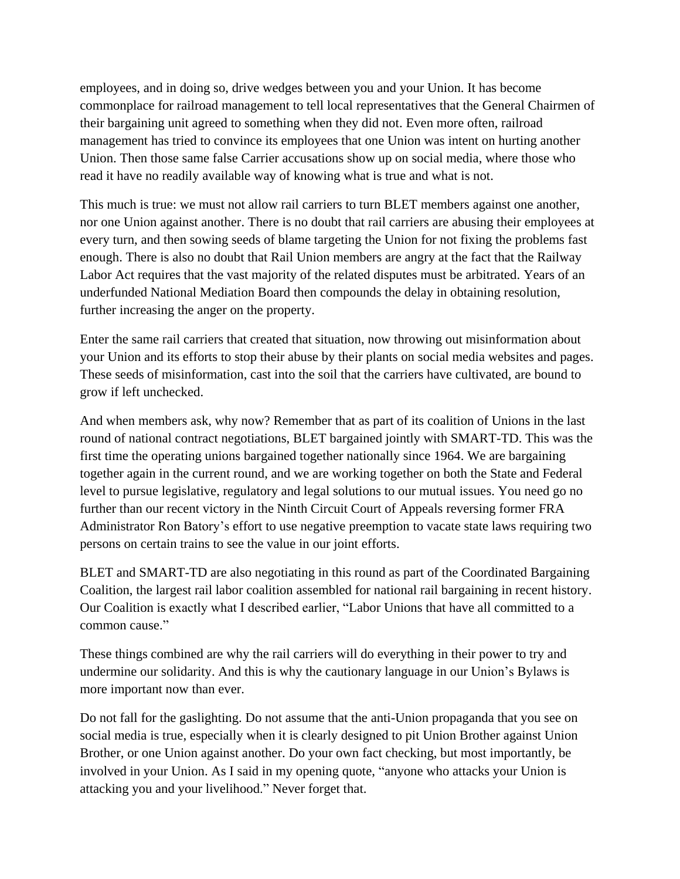employees, and in doing so, drive wedges between you and your Union. It has become commonplace for railroad management to tell local representatives that the General Chairmen of their bargaining unit agreed to something when they did not. Even more often, railroad management has tried to convince its employees that one Union was intent on hurting another Union. Then those same false Carrier accusations show up on social media, where those who read it have no readily available way of knowing what is true and what is not.

This much is true: we must not allow rail carriers to turn BLET members against one another, nor one Union against another. There is no doubt that rail carriers are abusing their employees at every turn, and then sowing seeds of blame targeting the Union for not fixing the problems fast enough. There is also no doubt that Rail Union members are angry at the fact that the Railway Labor Act requires that the vast majority of the related disputes must be arbitrated. Years of an underfunded National Mediation Board then compounds the delay in obtaining resolution, further increasing the anger on the property.

Enter the same rail carriers that created that situation, now throwing out misinformation about your Union and its efforts to stop their abuse by their plants on social media websites and pages. These seeds of misinformation, cast into the soil that the carriers have cultivated, are bound to grow if left unchecked.

And when members ask, why now? Remember that as part of its coalition of Unions in the last round of national contract negotiations, BLET bargained jointly with SMART-TD. This was the first time the operating unions bargained together nationally since 1964. We are bargaining together again in the current round, and we are working together on both the State and Federal level to pursue legislative, regulatory and legal solutions to our mutual issues. You need go no further than our recent victory in the Ninth Circuit Court of Appeals reversing former FRA Administrator Ron Batory's effort to use negative preemption to vacate state laws requiring two persons on certain trains to see the value in our joint efforts.

BLET and SMART-TD are also negotiating in this round as part of the Coordinated Bargaining Coalition, the largest rail labor coalition assembled for national rail bargaining in recent history. Our Coalition is exactly what I described earlier, "Labor Unions that have all committed to a common cause."

These things combined are why the rail carriers will do everything in their power to try and undermine our solidarity. And this is why the cautionary language in our Union's Bylaws is more important now than ever.

Do not fall for the gaslighting. Do not assume that the anti-Union propaganda that you see on social media is true, especially when it is clearly designed to pit Union Brother against Union Brother, or one Union against another. Do your own fact checking, but most importantly, be involved in your Union. As I said in my opening quote, "anyone who attacks your Union is attacking you and your livelihood." Never forget that.